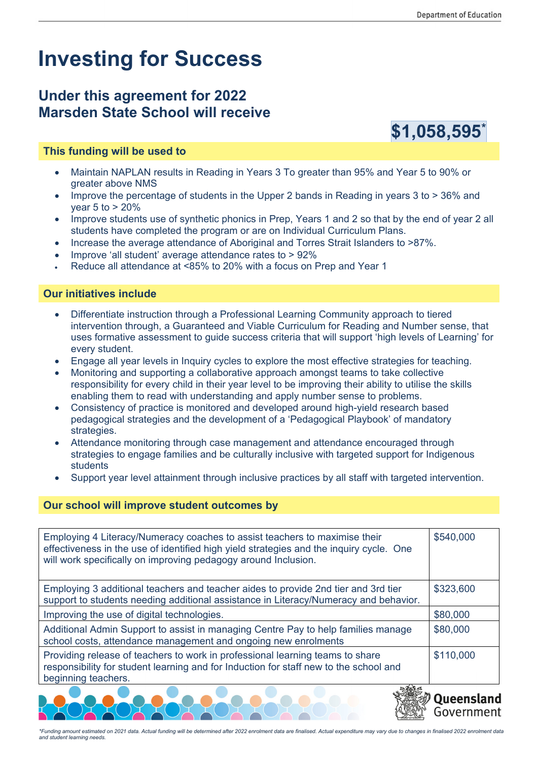# Investing for Success

## Under this agreement for 2022 Marsden State School will receive

**$1,058,595***

### This funding will be used to

- Maintain NAPLAN results in Reading in Years 3 To greater than 95% and Year 5 to 90% or greater above NMS
- Improve the percentage of students in the Upper 2 bands in Reading in years 3 to > 36% and year 5 to > 20%
- Improve students use of synthetic phonics in Prep, Years 1 and 2 so that by the end of year 2 all students have completed the program or are on Individual Curriculum Plans.
- Increase the average attendance of Aboriginal and Torres Strait Islanders to >87%.
- Improve 'all student' average attendance rates to > 92%
- Reduce all attendance at <85% to 20% with a focus on Prep and Year 1

### Our initiatives include

- Differentiate instruction through a Professional Learning Community approach to tiered intervention through, a Guaranteed and Viable Curriculum for Reading and Number sense, that uses formative assessment to guide success criteria that will support 'high levels of Learning' for every student.
- Engage all year levels in Inquiry cycles to explore the most effective strategies for teaching.
- Monitoring and supporting a collaborative approach amongst teams to take collective responsibility for every child in their year level to be improving their ability to utilise the skills enabling them to read with understanding and apply number sense to problems.
- Consistency of practice is monitored and developed around high-yield research based pedagogical strategies and the development of a 'Pedagogical Playbook' of mandatory strategies.
- Attendance monitoring through case management and attendance encouraged through strategies to engage families and be culturally inclusive with targeted support for Indigenous students
- Support year level attainment through inclusive practices by all staff with targeted intervention.

### Our school will improve student outcomes by

| | |
|---|---|
| Employing 4 Literacy/Numeracy coaches to assist teachers to maximise their effectiveness in the use of identified high yield strategies and the inquiry cycle. One will work specifically on improving pedagogy around Inclusion. | $540,000 |
| Employing 3 additional teachers and teacher aides to provide 2nd tier and 3rd tier support to students needing additional assistance in Literacy/Numeracy and behavior. | $323,600 |
| Improving the use of digital technologies. | $80,000 |
| Additional Admin Support to assist in managing Centre Pay to help families manage school costs, attendance management and ongoing new enrolments | $80,000 |
| Providing release of teachers to work in professional learning teams to share responsibility for student learning and for Induction for staff new to the school and beginning teachers. | $110,000 |

*Funding amount estimated on 2021 data. Actual funding will be determined after 2022 enrolment data are finalised. Actual expenditure may vary due to changes in finalised 2022 enrolment data and student learning needs.*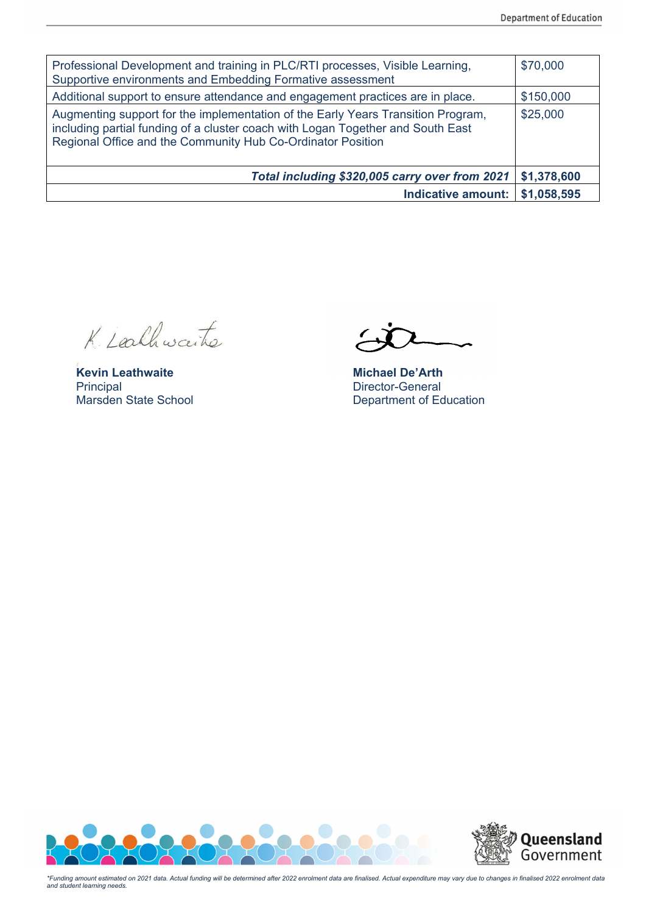| | |
|---|---|
| Professional Development and training in PLC/RTI processes, Visible Learning, Supportive environments and Embedding Formative assessment | $70,000 |
| Additional support to ensure attendance and engagement practices are in place. | $150,000 |
| Augmenting support for the implementation of the Early Years Transition Program, including partial funding of a cluster coach with Logan Together and South East Regional Office and the Community Hub Co-Ordinator Position | $25,000 |
| ***Total including $320,005 carry over from 2021*** | **$1,378,600** |
| **Indicative amount:** | **$1,058,595** |

**Kevin Leathwaite**
Principal
Marsden State School

**Michael De'Arth**
Director-General
Department of Education

*\*Funding amount estimated on 2021 data. Actual funding will be determined after 2022 enrolment data are finalised. Actual expenditure may vary due to changes in finalised 2022 enrolment data and student learning needs.*